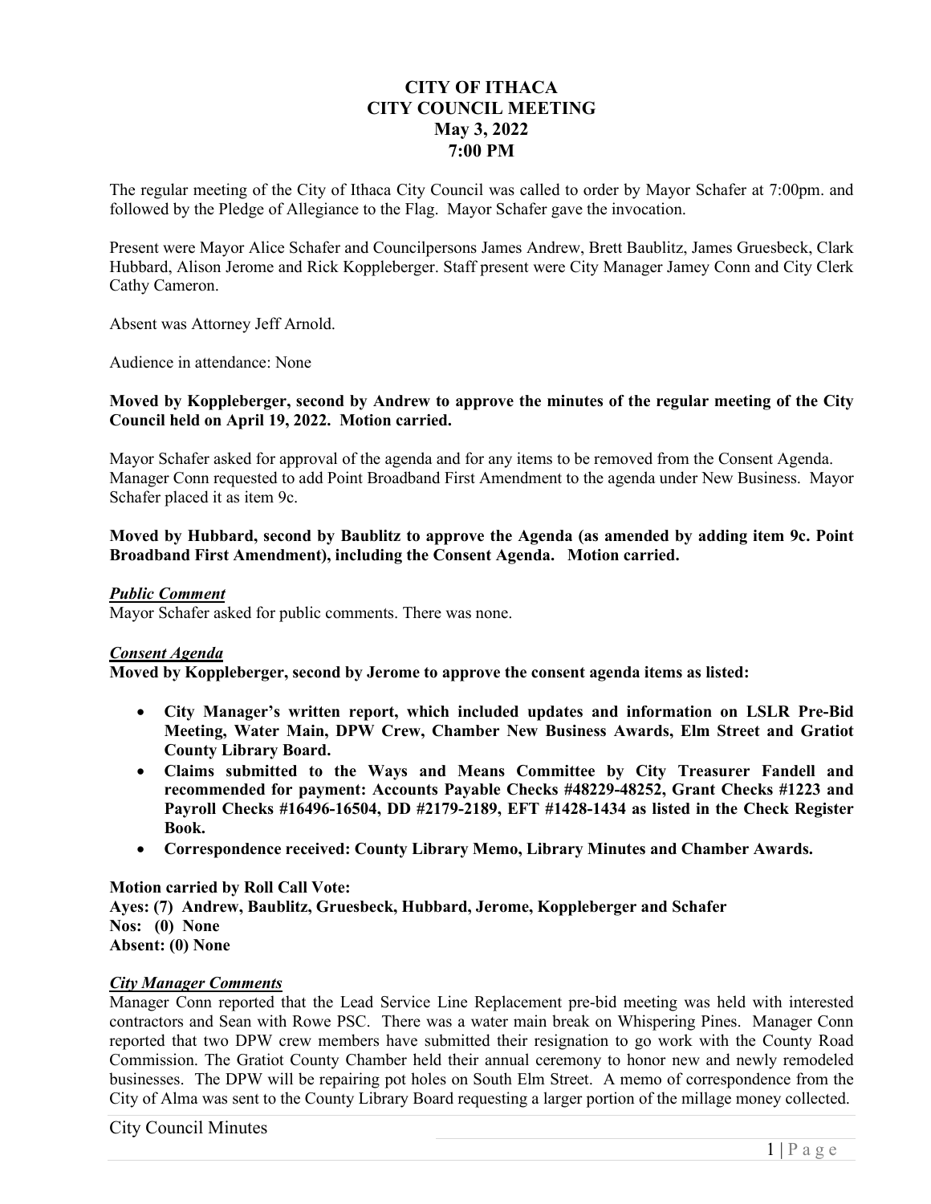# CITY OF ITHACA
## CITY COUNCIL MEETING
### May 3, 2022
### 7:00 PM

The regular meeting of the City of Ithaca City Council was called to order by Mayor Schafer at 7:00pm. and followed by the Pledge of Allegiance to the Flag. Mayor Schafer gave the invocation.

Present were Mayor Alice Schafer and Councilpersons James Andrew, Brett Baublitz, James Gruesbeck, Clark Hubbard, Alison Jerome and Rick Koppleberger. Staff present were City Manager Jamey Conn and City Clerk Cathy Cameron.

Absent was Attorney Jeff Arnold.

Audience in attendance: None

**Moved by Koppleberger, second by Andrew to approve the minutes of the regular meeting of the City Council held on April 19, 2022. Motion carried.**

Mayor Schafer asked for approval of the agenda and for any items to be removed from the Consent Agenda. Manager Conn requested to add Point Broadband First Amendment to the agenda under New Business. Mayor Schafer placed it as item 9c.

**Moved by Hubbard, second by Baublitz to approve the Agenda (as amended by adding item 9c. Point Broadband First Amendment), including the Consent Agenda. Motion carried.**

***Public Comment***

Mayor Schafer asked for public comments. There was none.

***Consent Agenda***

**Moved by Koppleberger, second by Jerome to approve the consent agenda items as listed:**

- **City Manager's written report, which included updates and information on LSLR Pre-Bid Meeting, Water Main, DPW Crew, Chamber New Business Awards, Elm Street and Gratiot County Library Board.**
- **Claims submitted to the Ways and Means Committee by City Treasurer Fandell and recommended for payment: Accounts Payable Checks #48229-48252, Grant Checks #1223 and Payroll Checks #16496-16504, DD #2179-2189, EFT #1428-1434 as listed in the Check Register Book.**
- **Correspondence received: County Library Memo, Library Minutes and Chamber Awards.**

**Motion carried by Roll Call Vote:**
**Ayes: (7) Andrew, Baublitz, Gruesbeck, Hubbard, Jerome, Koppleberger and Schafer**
**Nos: (0) None**
**Absent: (0) None**

***City Manager Comments***

Manager Conn reported that the Lead Service Line Replacement pre-bid meeting was held with interested contractors and Sean with Rowe PSC. There was a water main break on Whispering Pines. Manager Conn reported that two DPW crew members have submitted their resignation to go work with the County Road Commission. The Gratiot County Chamber held their annual ceremony to honor new and newly remodeled businesses. The DPW will be repairing pot holes on South Elm Street. A memo of correspondence from the City of Alma was sent to the County Library Board requesting a larger portion of the millage money collected.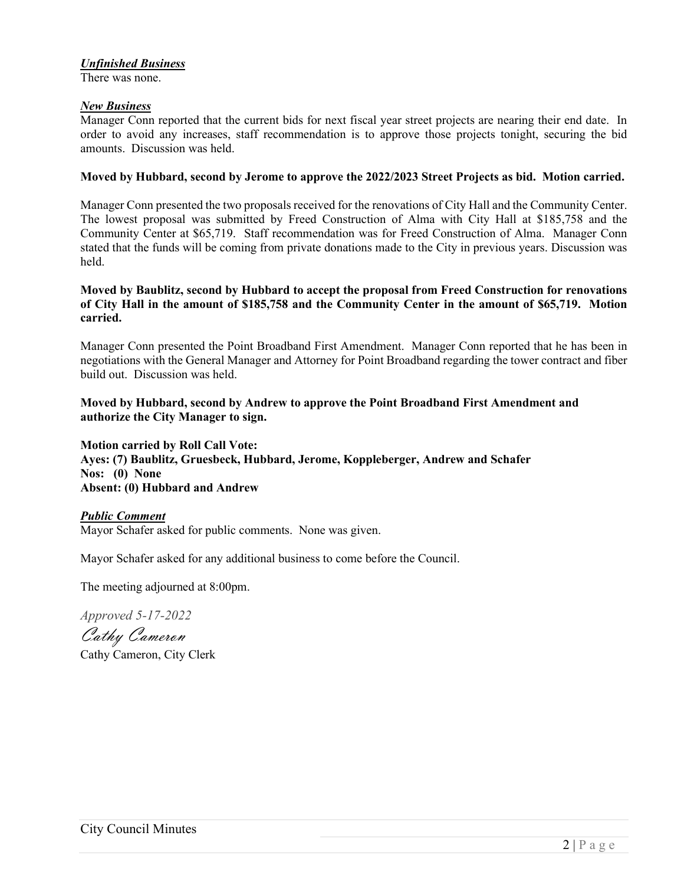***Unfinished Business***
There was none.

***New Business***
Manager Conn reported that the current bids for next fiscal year street projects are nearing their end date. In order to avoid any increases, staff recommendation is to approve those projects tonight, securing the bid amounts. Discussion was held.

**Moved by Hubbard, second by Jerome to approve the 2022/2023 Street Projects as bid. Motion carried.**

Manager Conn presented the two proposals received for the renovations of City Hall and the Community Center. The lowest proposal was submitted by Freed Construction of Alma with City Hall at $185,758 and the Community Center at $65,719. Staff recommendation was for Freed Construction of Alma. Manager Conn stated that the funds will be coming from private donations made to the City in previous years. Discussion was held.

**Moved by Baublitz, second by Hubbard to accept the proposal from Freed Construction for renovations of City Hall in the amount of $185,758 and the Community Center in the amount of $65,719. Motion carried.**

Manager Conn presented the Point Broadband First Amendment. Manager Conn reported that he has been in negotiations with the General Manager and Attorney for Point Broadband regarding the tower contract and fiber build out. Discussion was held.

**Moved by Hubbard, second by Andrew to approve the Point Broadband First Amendment and authorize the City Manager to sign.**

**Motion carried by Roll Call Vote:**
**Ayes: (7) Baublitz, Gruesbeck, Hubbard, Jerome, Koppleberger, Andrew and Schafer**
**Nos: (0) None**
**Absent: (0) Hubbard and Andrew**

***Public Comment***
Mayor Schafer asked for public comments. None was given.

Mayor Schafer asked for any additional business to come before the Council.

The meeting adjourned at 8:00pm.

*Approved 5-17-2022*

*Cathy Cameron*
Cathy Cameron, City Clerk

City Council Minutes